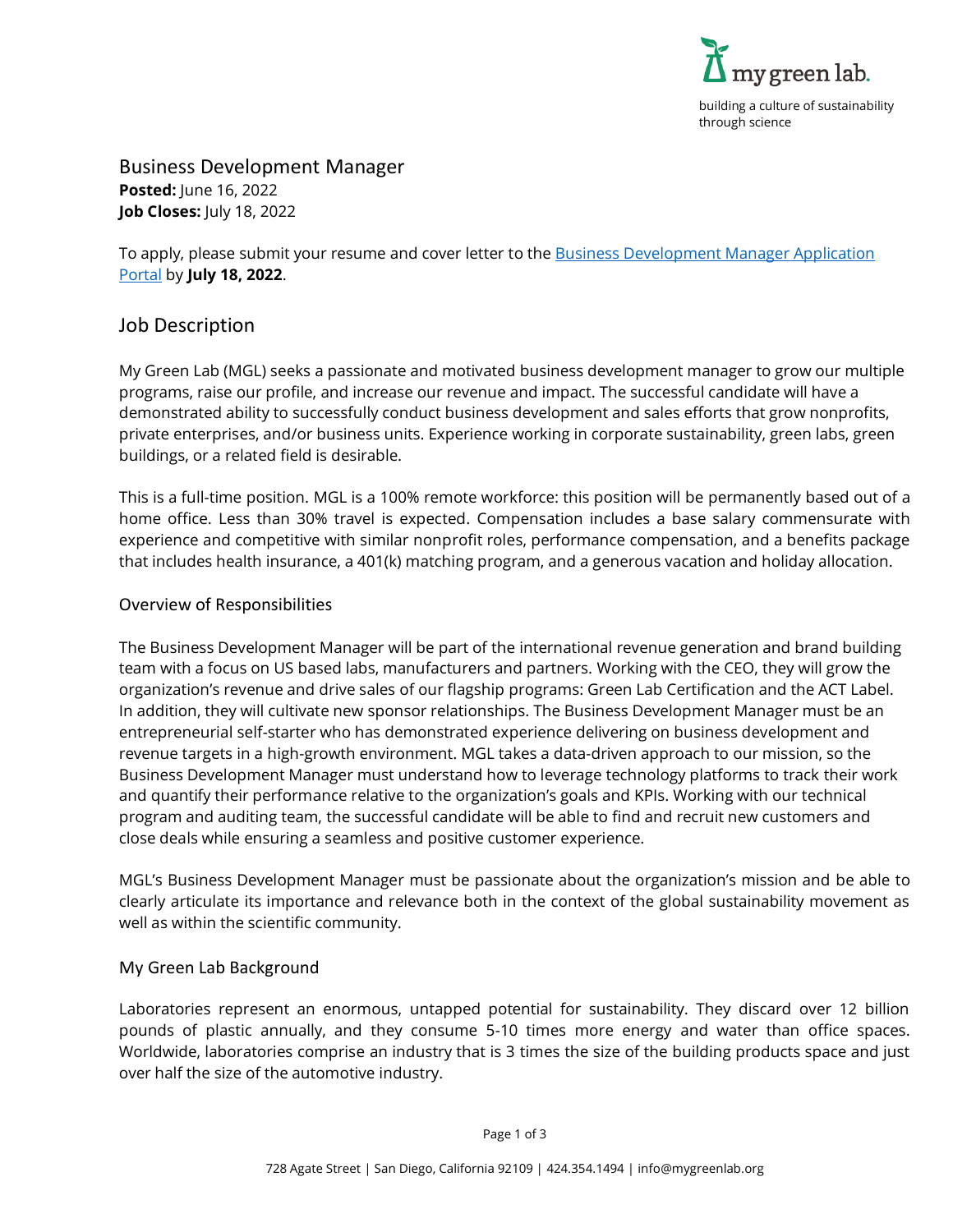my green lab.

building a culture of sustainability through science

# Business Development Manager

**Posted:** June 16, 2022
**Job Closes:** July 18, 2022

To apply, please submit your resume and cover letter to the Business Development Manager Application Portal by **July 18, 2022**.

## Job Description

My Green Lab (MGL) seeks a passionate and motivated business development manager to grow our multiple programs, raise our profile, and increase our revenue and impact. The successful candidate will have a demonstrated ability to successfully conduct business development and sales efforts that grow nonprofits, private enterprises, and/or business units. Experience working in corporate sustainability, green labs, green buildings, or a related field is desirable.

This is a full-time position. MGL is a 100% remote workforce: this position will be permanently based out of a home office. Less than 30% travel is expected. Compensation includes a base salary commensurate with experience and competitive with similar nonprofit roles, performance compensation, and a benefits package that includes health insurance, a 401(k) matching program, and a generous vacation and holiday allocation.

### Overview of Responsibilities

The Business Development Manager will be part of the international revenue generation and brand building team with a focus on US based labs, manufacturers and partners. Working with the CEO, they will grow the organization's revenue and drive sales of our flagship programs: Green Lab Certification and the ACT Label. In addition, they will cultivate new sponsor relationships. The Business Development Manager must be an entrepreneurial self-starter who has demonstrated experience delivering on business development and revenue targets in a high-growth environment. MGL takes a data-driven approach to our mission, so the Business Development Manager must understand how to leverage technology platforms to track their work and quantify their performance relative to the organization's goals and KPIs. Working with our technical program and auditing team, the successful candidate will be able to find and recruit new customers and close deals while ensuring a seamless and positive customer experience.

MGL's Business Development Manager must be passionate about the organization's mission and be able to clearly articulate its importance and relevance both in the context of the global sustainability movement as well as within the scientific community.

### My Green Lab Background

Laboratories represent an enormous, untapped potential for sustainability. They discard over 12 billion pounds of plastic annually, and they consume 5-10 times more energy and water than office spaces. Worldwide, laboratories comprise an industry that is 3 times the size of the building products space and just over half the size of the automotive industry.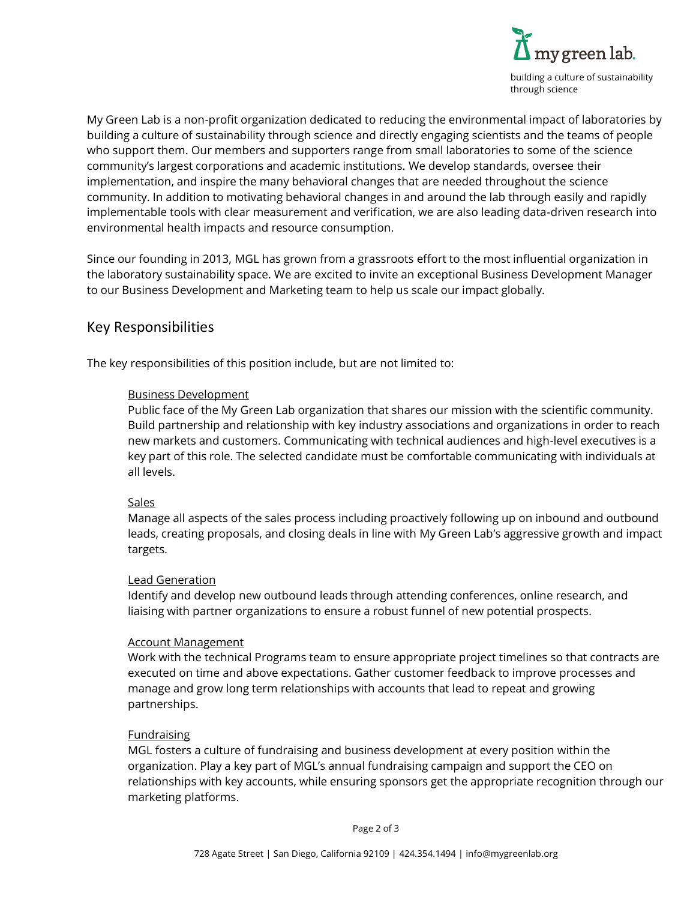My Green Lab is a non-profit organization dedicated to reducing the environmental impact of laboratories by building a culture of sustainability through science and directly engaging scientists and the teams of people who support them. Our members and supporters range from small laboratories to some of the science community's largest corporations and academic institutions. We develop standards, oversee their implementation, and inspire the many behavioral changes that are needed throughout the science community. In addition to motivating behavioral changes in and around the lab through easily and rapidly implementable tools with clear measurement and verification, we are also leading data-driven research into environmental health impacts and resource consumption.

Since our founding in 2013, MGL has grown from a grassroots effort to the most influential organization in the laboratory sustainability space. We are excited to invite an exceptional Business Development Manager to our Business Development and Marketing team to help us scale our impact globally.

## Key Responsibilities

The key responsibilities of this position include, but are not limited to:

<u>Business Development</u>
Public face of the My Green Lab organization that shares our mission with the scientific community. Build partnership and relationship with key industry associations and organizations in order to reach new markets and customers. Communicating with technical audiences and high-level executives is a key part of this role. The selected candidate must be comfortable communicating with individuals at all levels.

<u>Sales</u>
Manage all aspects of the sales process including proactively following up on inbound and outbound leads, creating proposals, and closing deals in line with My Green Lab's aggressive growth and impact targets.

<u>Lead Generation</u>
Identify and develop new outbound leads through attending conferences, online research, and liaising with partner organizations to ensure a robust funnel of new potential prospects.

<u>Account Management</u>
Work with the technical Programs team to ensure appropriate project timelines so that contracts are executed on time and above expectations. Gather customer feedback to improve processes and manage and grow long term relationships with accounts that lead to repeat and growing partnerships.

<u>Fundraising</u>
MGL fosters a culture of fundraising and business development at every position within the organization. Play a key part of MGL's annual fundraising campaign and support the CEO on relationships with key accounts, while ensuring sponsors get the appropriate recognition through our marketing platforms.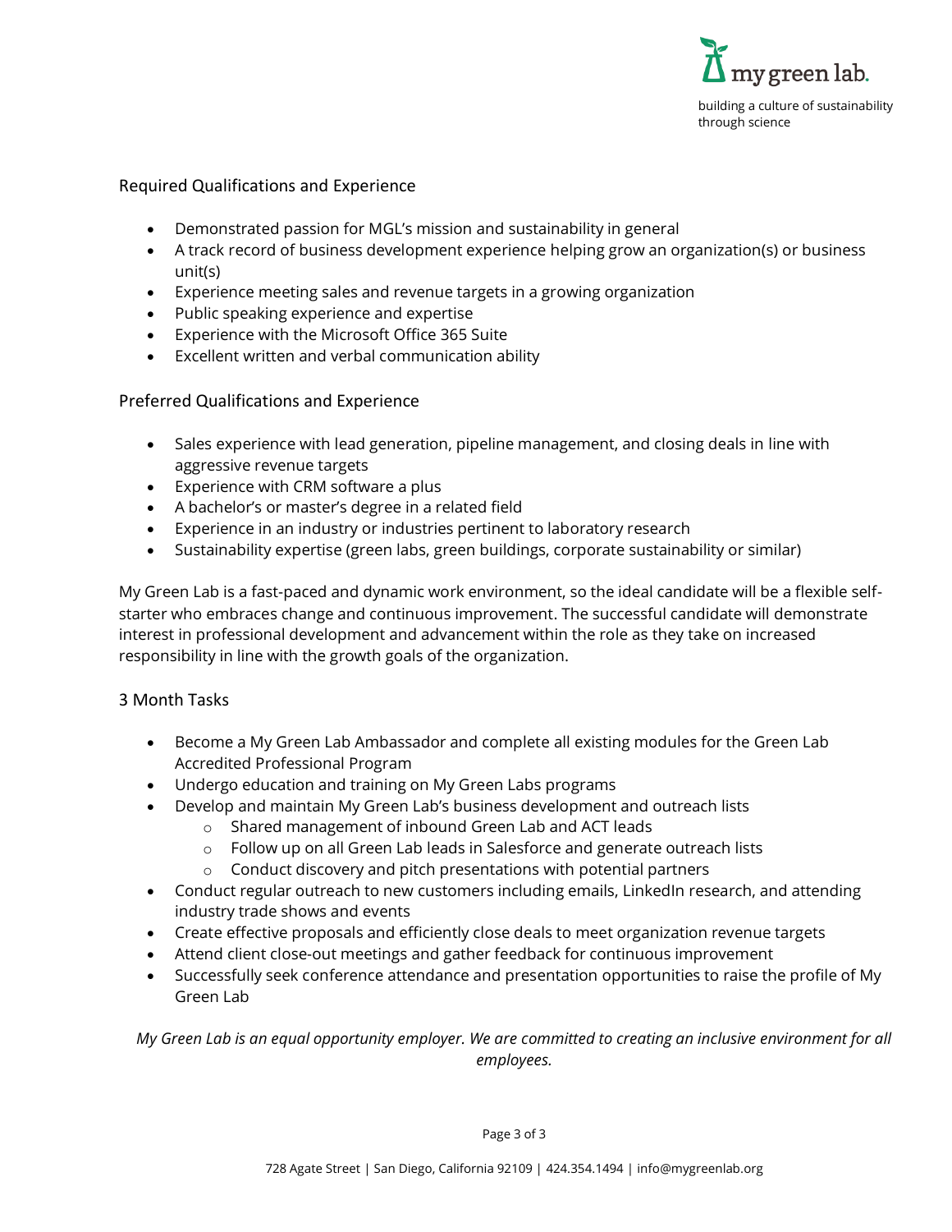## Required Qualifications and Experience

- Demonstrated passion for MGL's mission and sustainability in general
- A track record of business development experience helping grow an organization(s) or business unit(s)
- Experience meeting sales and revenue targets in a growing organization
- Public speaking experience and expertise
- Experience with the Microsoft Office 365 Suite
- Excellent written and verbal communication ability

## Preferred Qualifications and Experience

- Sales experience with lead generation, pipeline management, and closing deals in line with aggressive revenue targets
- Experience with CRM software a plus
- A bachelor's or master's degree in a related field
- Experience in an industry or industries pertinent to laboratory research
- Sustainability expertise (green labs, green buildings, corporate sustainability or similar)

My Green Lab is a fast-paced and dynamic work environment, so the ideal candidate will be a flexible self-starter who embraces change and continuous improvement. The successful candidate will demonstrate interest in professional development and advancement within the role as they take on increased responsibility in line with the growth goals of the organization.

## 3 Month Tasks

- Become a My Green Lab Ambassador and complete all existing modules for the Green Lab Accredited Professional Program
- Undergo education and training on My Green Labs programs
- Develop and maintain My Green Lab's business development and outreach lists
  - Shared management of inbound Green Lab and ACT leads
  - Follow up on all Green Lab leads in Salesforce and generate outreach lists
  - Conduct discovery and pitch presentations with potential partners
- Conduct regular outreach to new customers including emails, LinkedIn research, and attending industry trade shows and events
- Create effective proposals and efficiently close deals to meet organization revenue targets
- Attend client close-out meetings and gather feedback for continuous improvement
- Successfully seek conference attendance and presentation opportunities to raise the profile of My Green Lab

*My Green Lab is an equal opportunity employer. We are committed to creating an inclusive environment for all employees.*